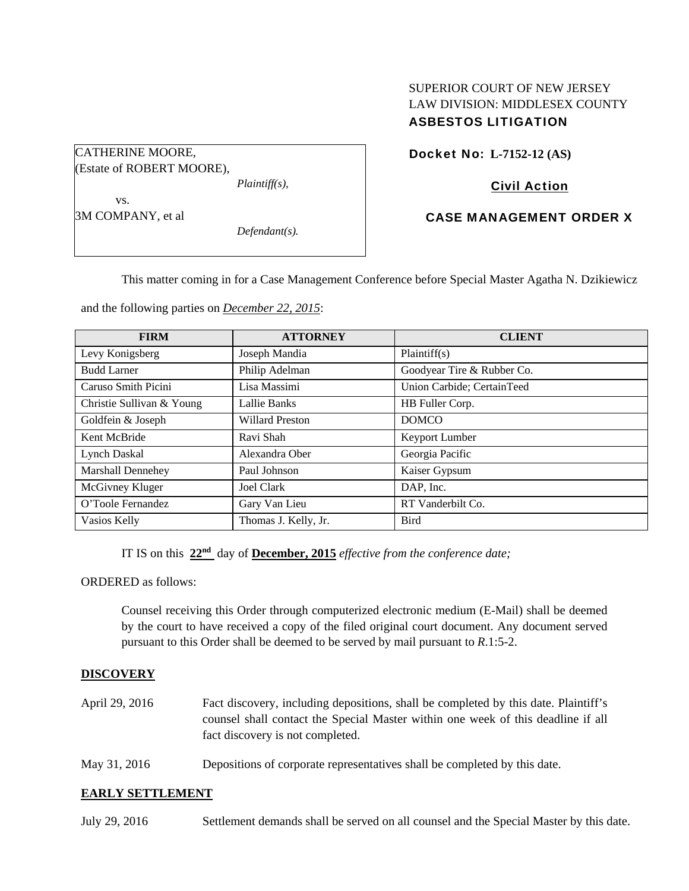SUPERIOR COURT OF NEW JERSEY
LAW DIVISION: MIDDLESEX COUNTY
**ASBESTOS LITIGATION**

CATHERINE MOORE,
(Estate of ROBERT MOORE),
*Plaintiff(s),*
vs.
3M COMPANY, et al
*Defendant(s).*

**Docket No: L-7152-12 (AS)**

**Civil Action**

**CASE MANAGEMENT ORDER X**

This matter coming in for a Case Management Conference before Special Master Agatha N. Dzikiewicz and the following parties on ***December 22, 2015***:

| FIRM | ATTORNEY | CLIENT |
|---|---|---|
| Levy Konigsberg | Joseph Mandia | Plaintiff(s) |
| Budd Larner | Philip Adelman | Goodyear Tire & Rubber Co. |
| Caruso Smith Picini | Lisa Massimi | Union Carbide; CertainTeed |
| Christie Sullivan & Young | Lallie Banks | HB Fuller Corp. |
| Goldfein & Joseph | Willard Preston | DOMCO |
| Kent McBride | Ravi Shah | Keyport Lumber |
| Lynch Daskal | Alexandra Ober | Georgia Pacific |
| Marshall Dennehey | Paul Johnson | Kaiser Gypsum |
| McGivney Kluger | Joel Clark | DAP, Inc. |
| O'Toole Fernandez | Gary Van Lieu | RT Vanderbilt Co. |
| Vasios Kelly | Thomas J. Kelly, Jr. | Bird |

IT IS on this **22nd** day of **December, 2015** *effective from the conference date;*

ORDERED as follows:

Counsel receiving this Order through computerized electronic medium (E-Mail) shall be deemed by the court to have received a copy of the filed original court document. Any document served pursuant to this Order shall be deemed to be served by mail pursuant to *R*.1:5-2.

## DISCOVERY

April 29, 2016 — Fact discovery, including depositions, shall be completed by this date. Plaintiff's counsel shall contact the Special Master within one week of this deadline if all fact discovery is not completed.

May 31, 2016 — Depositions of corporate representatives shall be completed by this date.

## EARLY SETTLEMENT

July 29, 2016 — Settlement demands shall be served on all counsel and the Special Master by this date.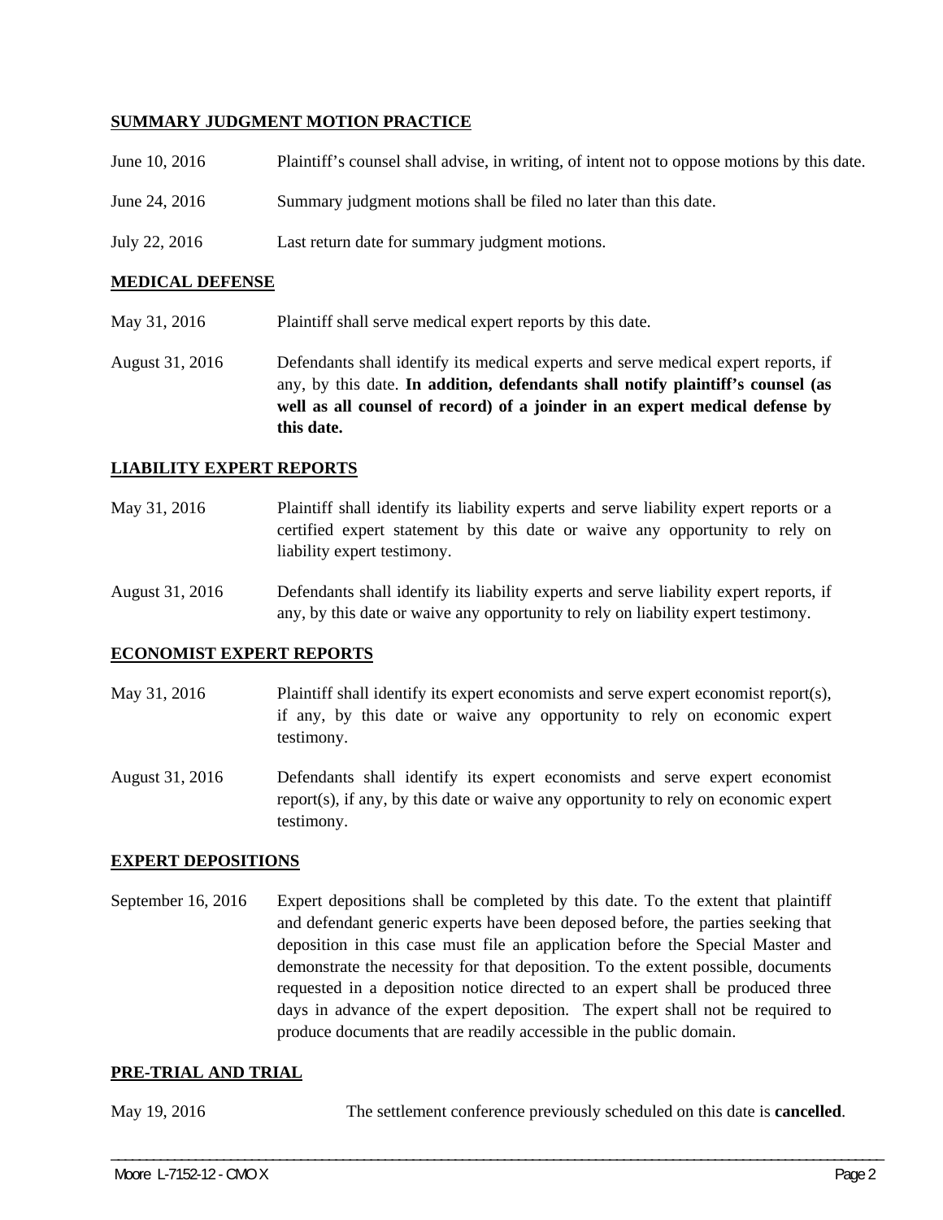**SUMMARY JUDGMENT MOTION PRACTICE**

June 10, 2016 Plaintiff's counsel shall advise, in writing, of intent not to oppose motions by this date.

June 24, 2016 Summary judgment motions shall be filed no later than this date.

July 22, 2016 Last return date for summary judgment motions.

**MEDICAL DEFENSE**

May 31, 2016 Plaintiff shall serve medical expert reports by this date.

August 31, 2016 Defendants shall identify its medical experts and serve medical expert reports, if any, by this date. **In addition, defendants shall notify plaintiff's counsel (as well as all counsel of record) of a joinder in an expert medical defense by this date.**

**LIABILITY EXPERT REPORTS**

May 31, 2016 Plaintiff shall identify its liability experts and serve liability expert reports or a certified expert statement by this date or waive any opportunity to rely on liability expert testimony.

August 31, 2016 Defendants shall identify its liability experts and serve liability expert reports, if any, by this date or waive any opportunity to rely on liability expert testimony.

**ECONOMIST EXPERT REPORTS**

May 31, 2016 Plaintiff shall identify its expert economists and serve expert economist report(s), if any, by this date or waive any opportunity to rely on economic expert testimony.

August 31, 2016 Defendants shall identify its expert economists and serve expert economist report(s), if any, by this date or waive any opportunity to rely on economic expert testimony.

**EXPERT DEPOSITIONS**

September 16, 2016 Expert depositions shall be completed by this date. To the extent that plaintiff and defendant generic experts have been deposed before, the parties seeking that deposition in this case must file an application before the Special Master and demonstrate the necessity for that deposition. To the extent possible, documents requested in a deposition notice directed to an expert shall be produced three days in advance of the expert deposition. The expert shall not be required to produce documents that are readily accessible in the public domain.

**PRE-TRIAL AND TRIAL**

May 19, 2016 The settlement conference previously scheduled on this date is **cancelled**.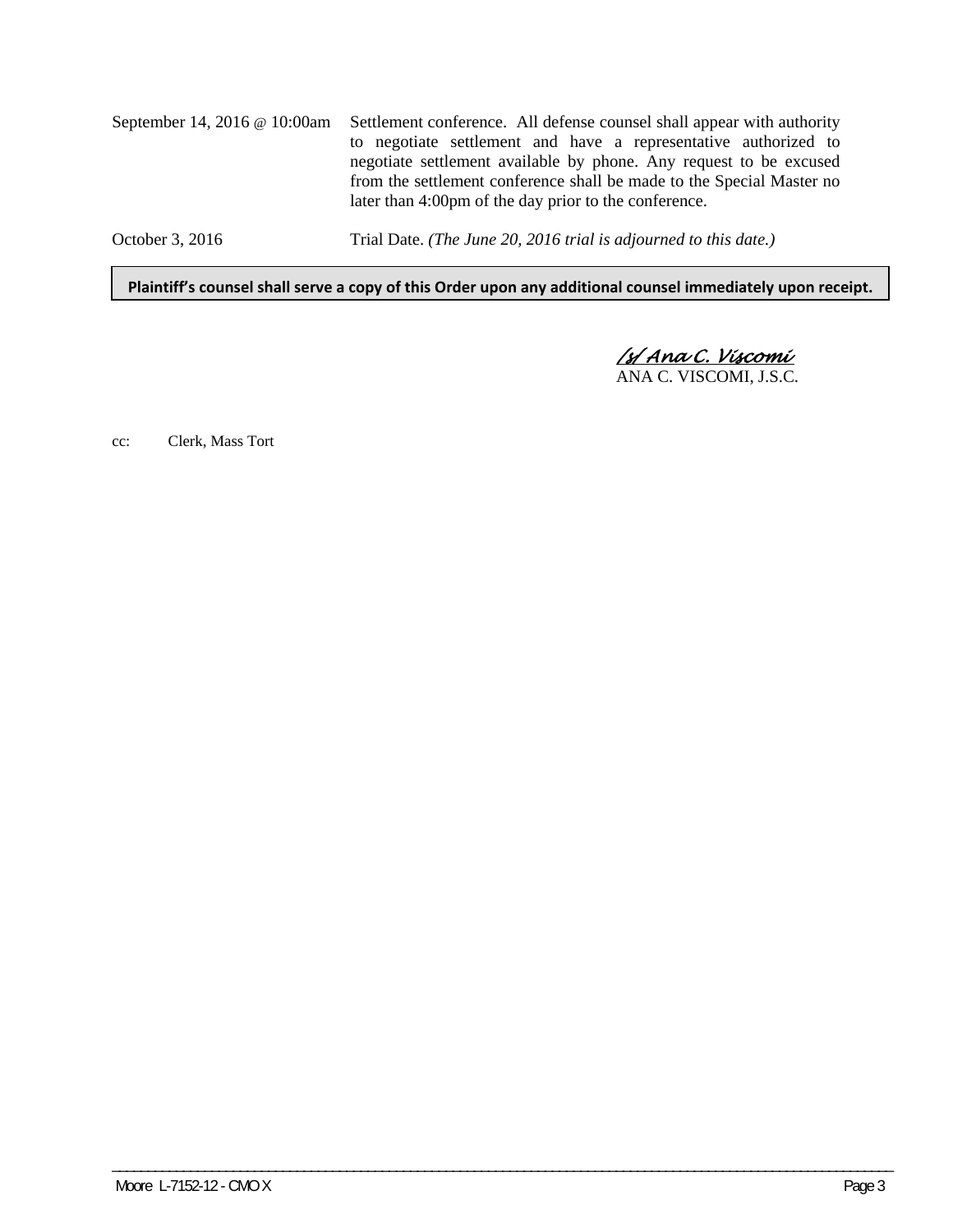| | |
|---|---|
| September 14, 2016 @ 10:00am | Settlement conference. All defense counsel shall appear with authority to negotiate settlement and have a representative authorized to negotiate settlement available by phone. Any request to be excused from the settlement conference shall be made to the Special Master no later than 4:00pm of the day prior to the conference. |
| October 3, 2016 | Trial Date. *(The June 20, 2016 trial is adjourned to this date.)* |

**Plaintiff's counsel shall serve a copy of this Order upon any additional counsel immediately upon receipt.**

*/s/ Ana C. Viscomi*
ANA C. VISCOMI, J.S.C.

cc: Clerk, Mass Tort